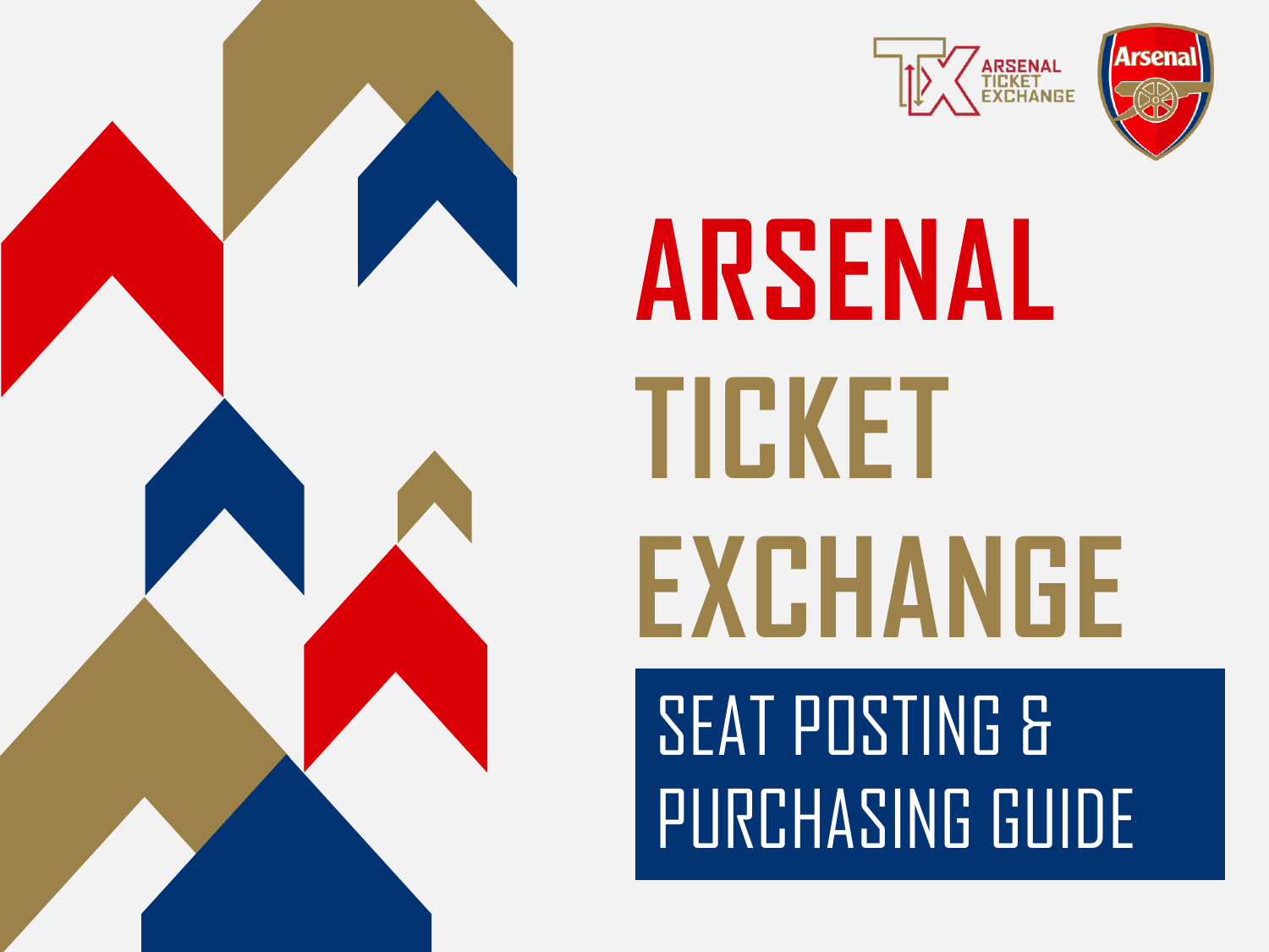ARSENAL TICKET EXCHANGE

Arsenal

# ARSENAL TICKET EXCHANGE

## SEAT POSTING & PURCHASING GUIDE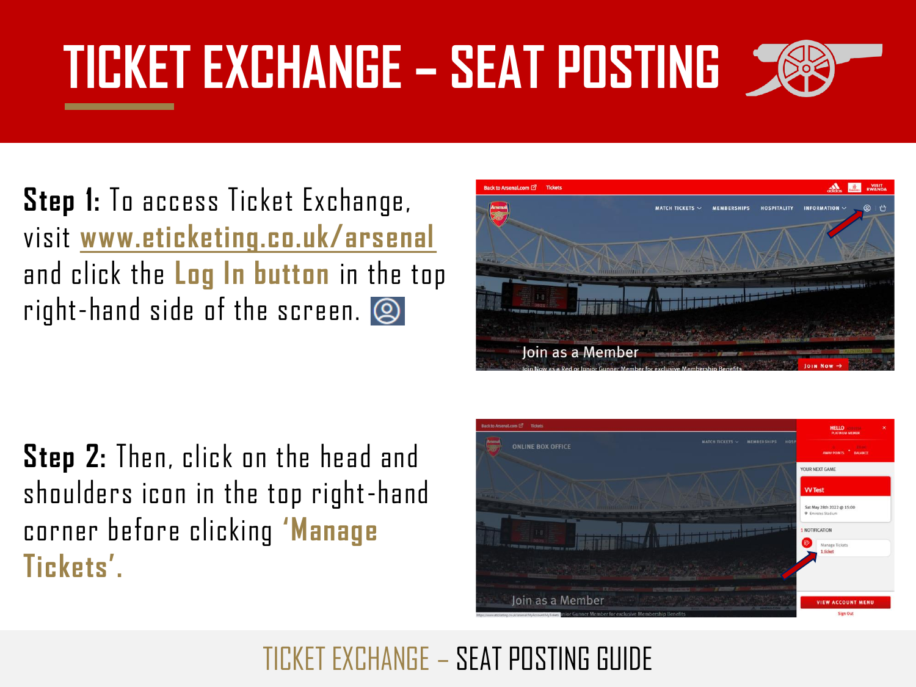# TICKET EXCHANGE – SEAT POSTING

**Step 1:** To access Ticket Exchange, visit **www.eticketing.co.uk/arsenal** and click the **Log In button** in the top right-hand side of the screen.

**Step 2:** Then, click on the head and shoulders icon in the top right-hand corner before clicking **'Manage Tickets'**.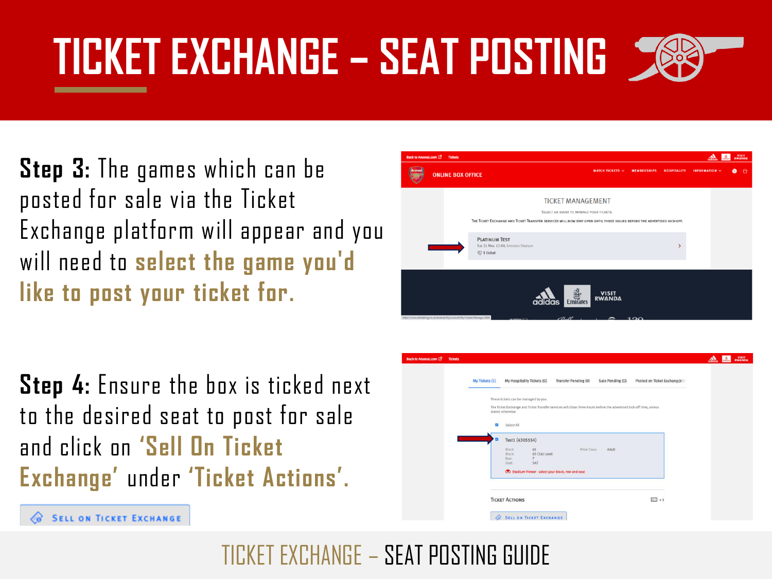# TICKET EXCHANGE – SEAT POSTING

**Step 3:** The games which can be posted for sale via the Ticket Exchange platform will appear and you will need to **select the game you'd like to post your ticket for.**

**Step 4:** Ensure the box is ticked next to the desired seat to post for sale and click on **'Sell On Ticket Exchange'** under **'Ticket Actions'.**

SELL ON TICKET EXCHANGE

TICKET EXCHANGE – SEAT POSTING GUIDE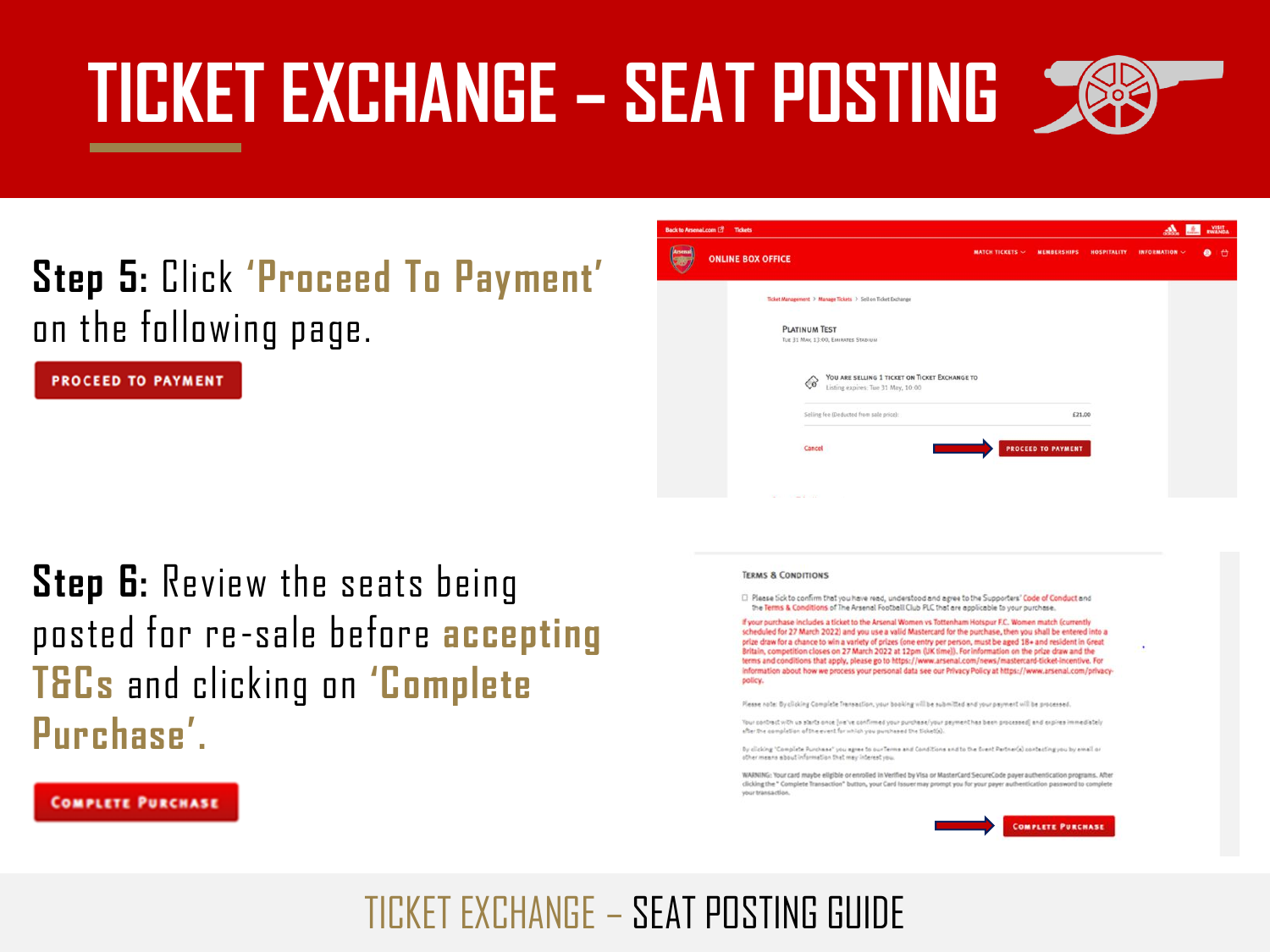# TICKET EXCHANGE – SEAT POSTING

**Step 5:** Click **'Proceed To Payment'** on the following page.

PROCEED TO PAYMENT

**Step 6:** Review the seats being posted for re-sale before **accepting T&Cs** and clicking on **'Complete Purchase'.**

COMPLETE PURCHASE

TICKET EXCHANGE – SEAT POSTING GUIDE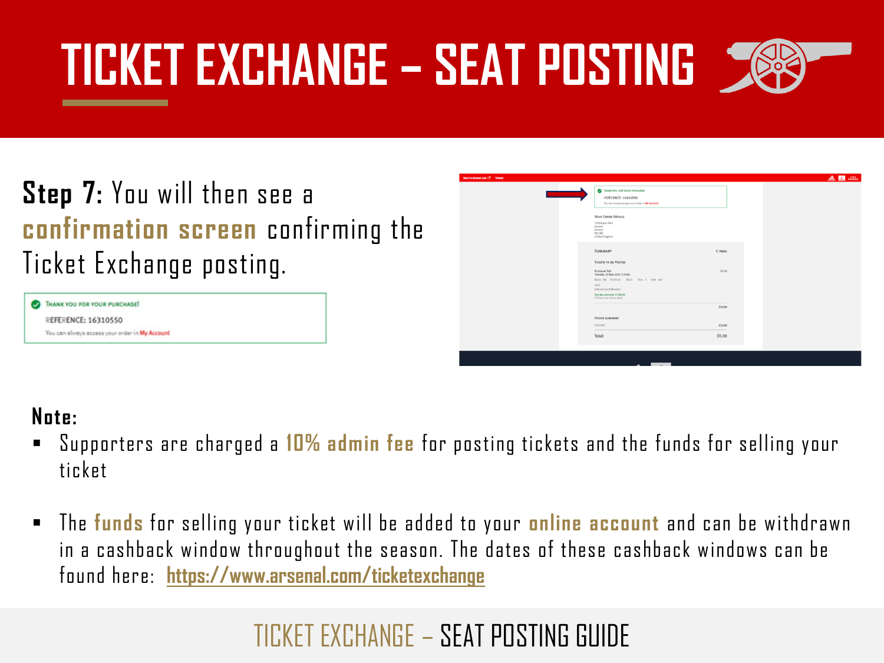# TICKET EXCHANGE – SEAT POSTING

**Step 7:** You will then see a **confirmation screen** confirming the Ticket Exchange posting.

THANK YOU FOR YOUR PURCHASE!

REFERENCE: 16310550

You can always access your order in My Account

**Note:**

- Supporters are charged a **10% admin fee** for posting tickets and the funds for selling your ticket
- The **funds** for selling your ticket will be added to your **online account** and can be withdrawn in a cashback window throughout the season. The dates of these cashback windows can be found here: [https://www.arsenal.com/ticketexchange](https://www.arsenal.com/ticketexchange)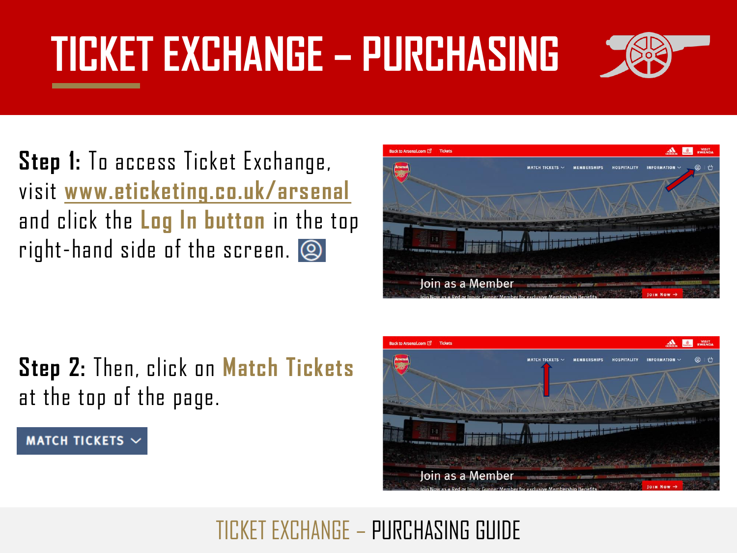# TICKET EXCHANGE – PURCHASING

**Step 1:** To access Ticket Exchange, visit **www.eticketing.co.uk/arsenal** and click the **Log In button** in the top right-hand side of the screen.

**Step 2:** Then, click on **Match Tickets** at the top of the page.

MATCH TICKETS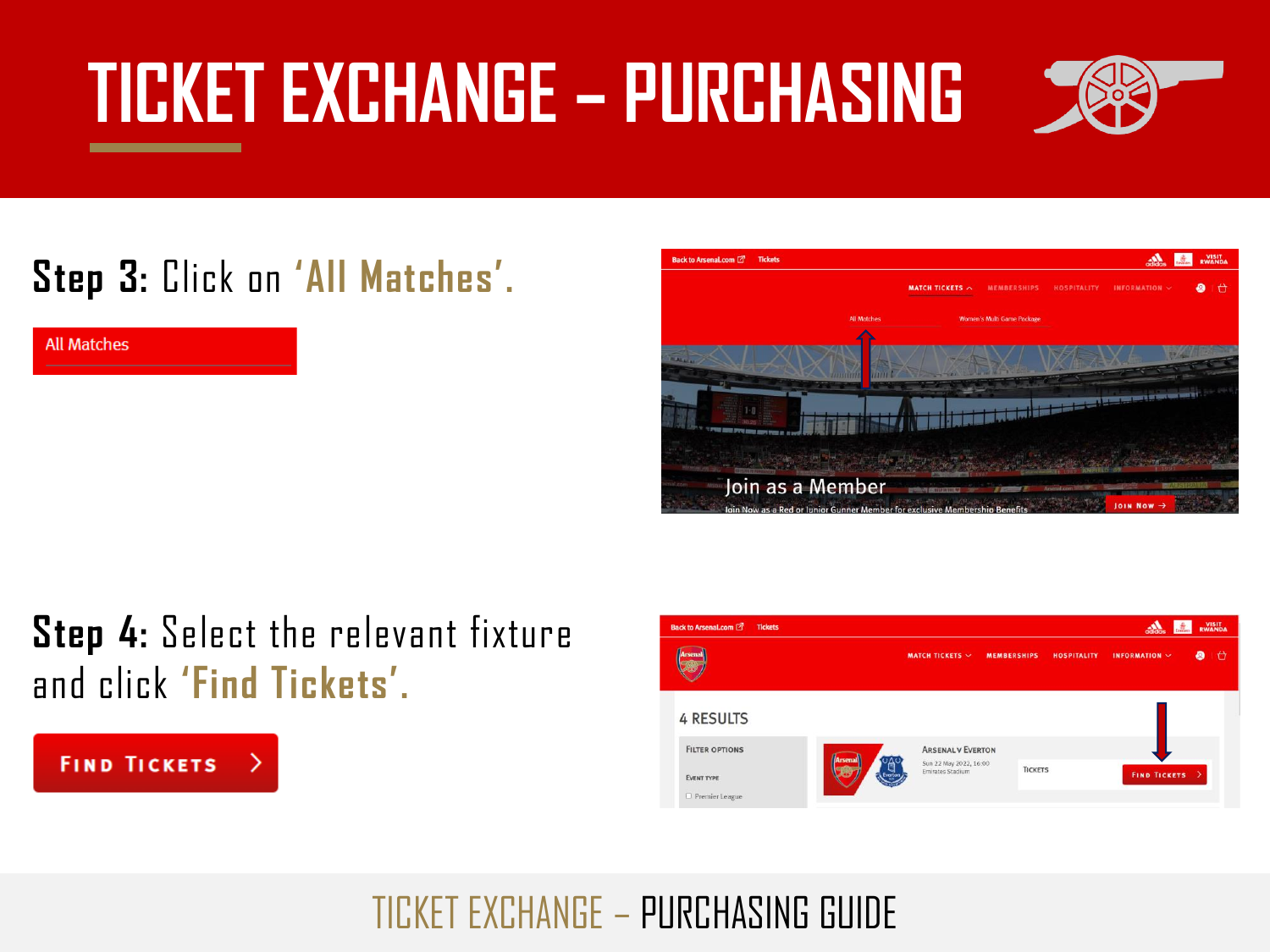# TICKET EXCHANGE – PURCHASING

**Step 3:** Click on **'All Matches'**.

All Matches

**Step 4:** Select the relevant fixture and click **'Find Tickets'**.

FIND TICKETS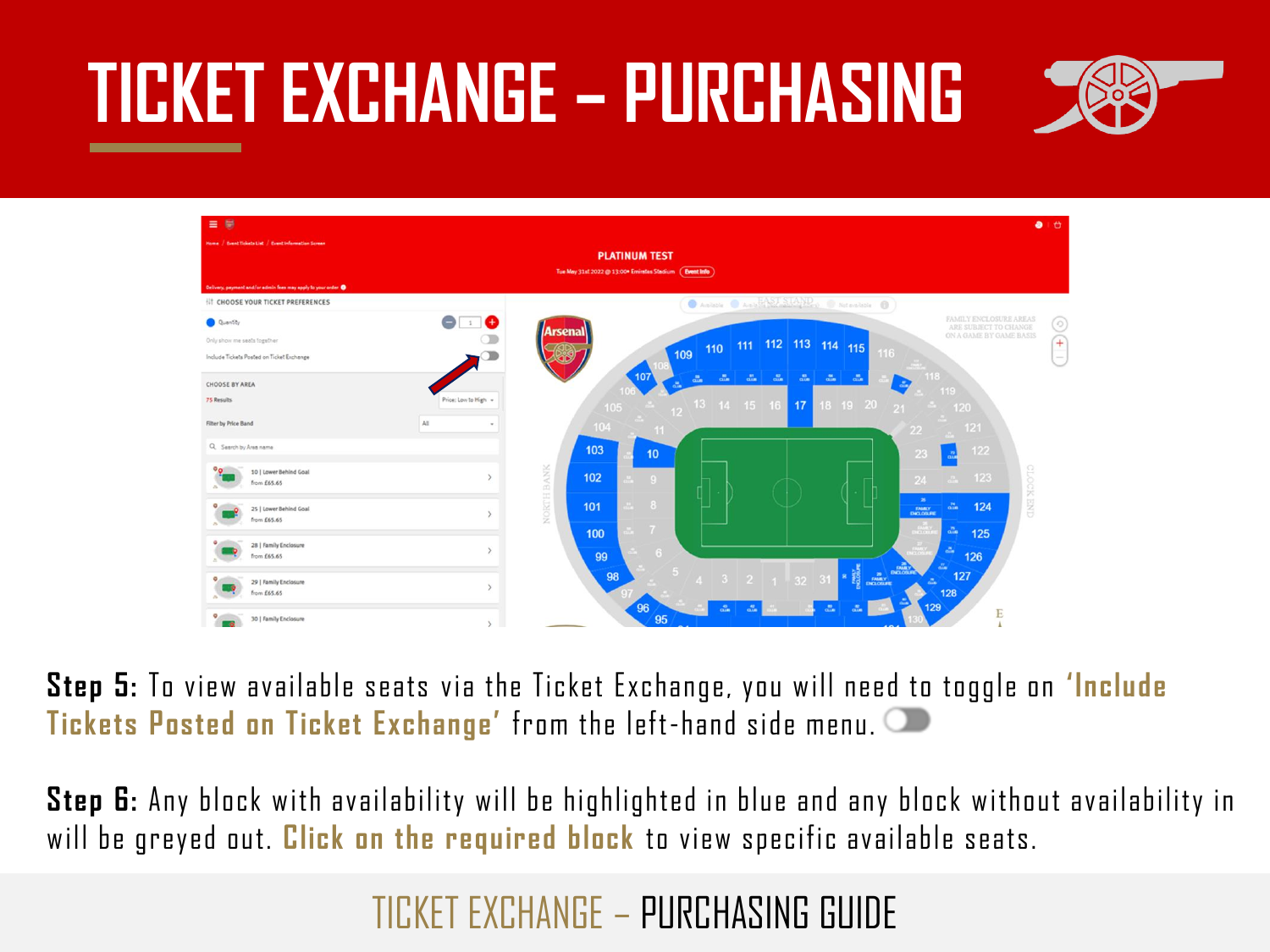# TICKET EXCHANGE – PURCHASING

**Step 5:** To view available seats via the Ticket Exchange, you will need to toggle on **'Include Tickets Posted on Ticket Exchange'** from the left-hand side menu.

**Step 6:** Any block with availability will be highlighted in blue and any block without availability in will be greyed out. **Click on the required block** to view specific available seats.

TICKET EXCHANGE – PURCHASING GUIDE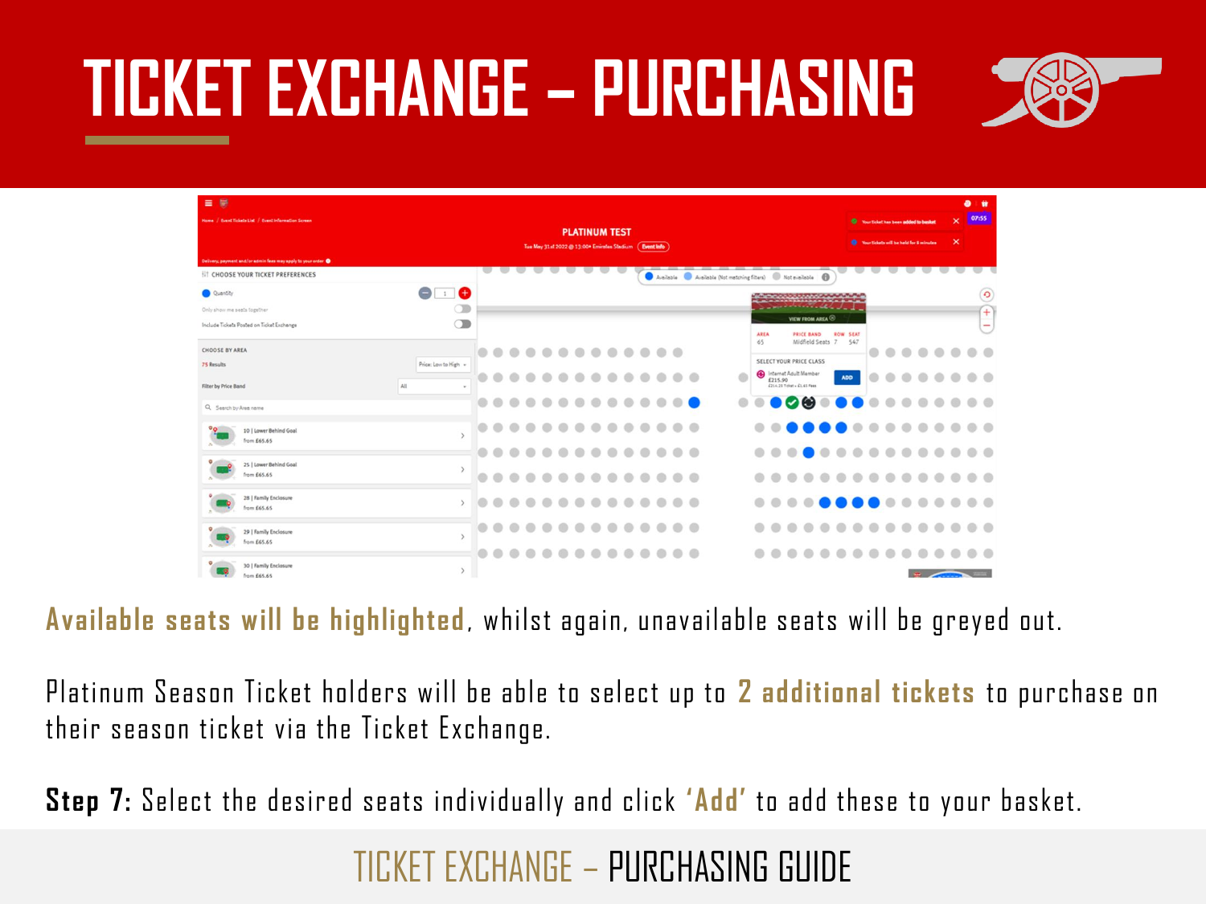# TICKET EXCHANGE – PURCHASING

**Available seats will be highlighted**, whilst again, unavailable seats will be greyed out.

Platinum Season Ticket holders will be able to select up to **2 additional tickets** to purchase on their season ticket via the Ticket Exchange.

**Step 7:** Select the desired seats individually and click **'Add'** to add these to your basket.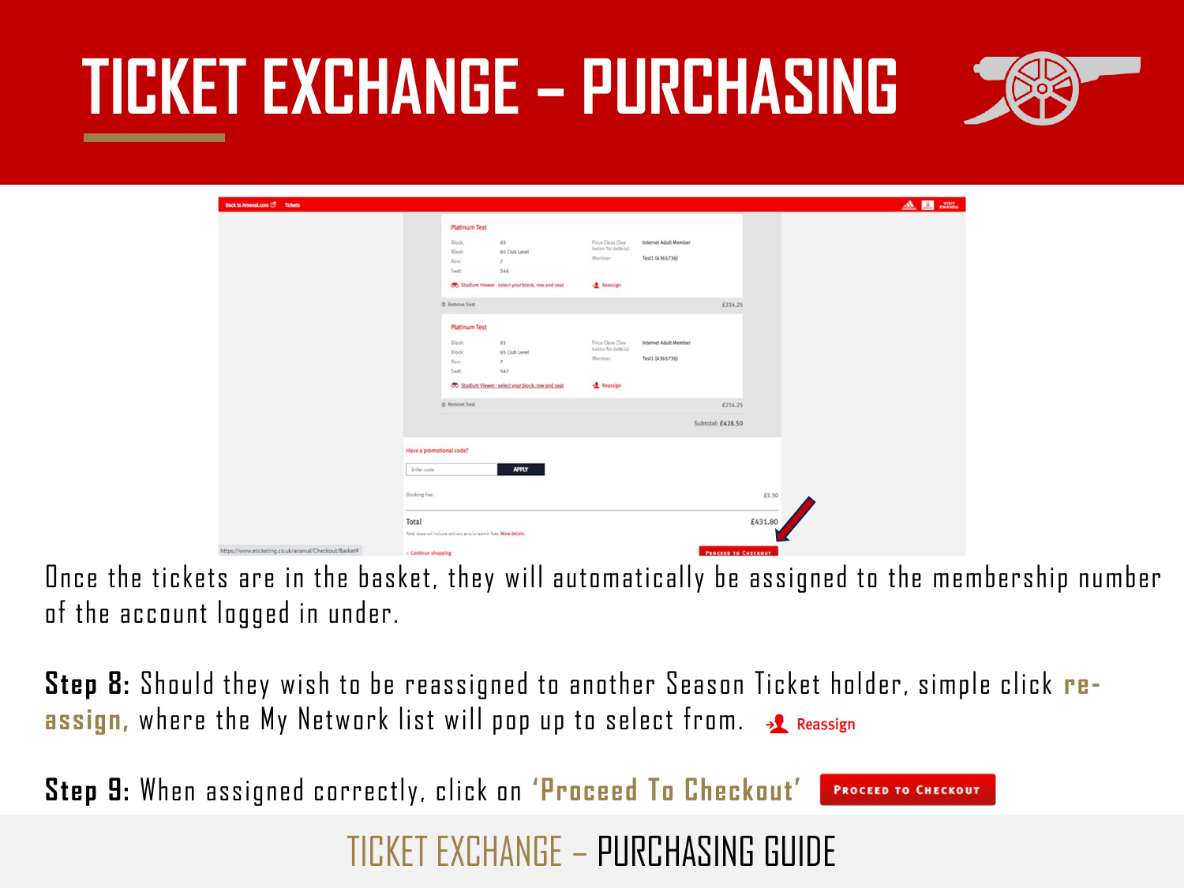# TICKET EXCHANGE – PURCHASING

Once the tickets are in the basket, they will automatically be assigned to the membership number of the account logged in under.

**Step 8:** Should they wish to be reassigned to another Season Ticket holder, simple click **re-assign,** where the My Network list will pop up to select from. Reassign

**Step 9:** When assigned correctly, click on **'Proceed To Checkout'** PROCEED TO CHECKOUT

TICKET EXCHANGE – PURCHASING GUIDE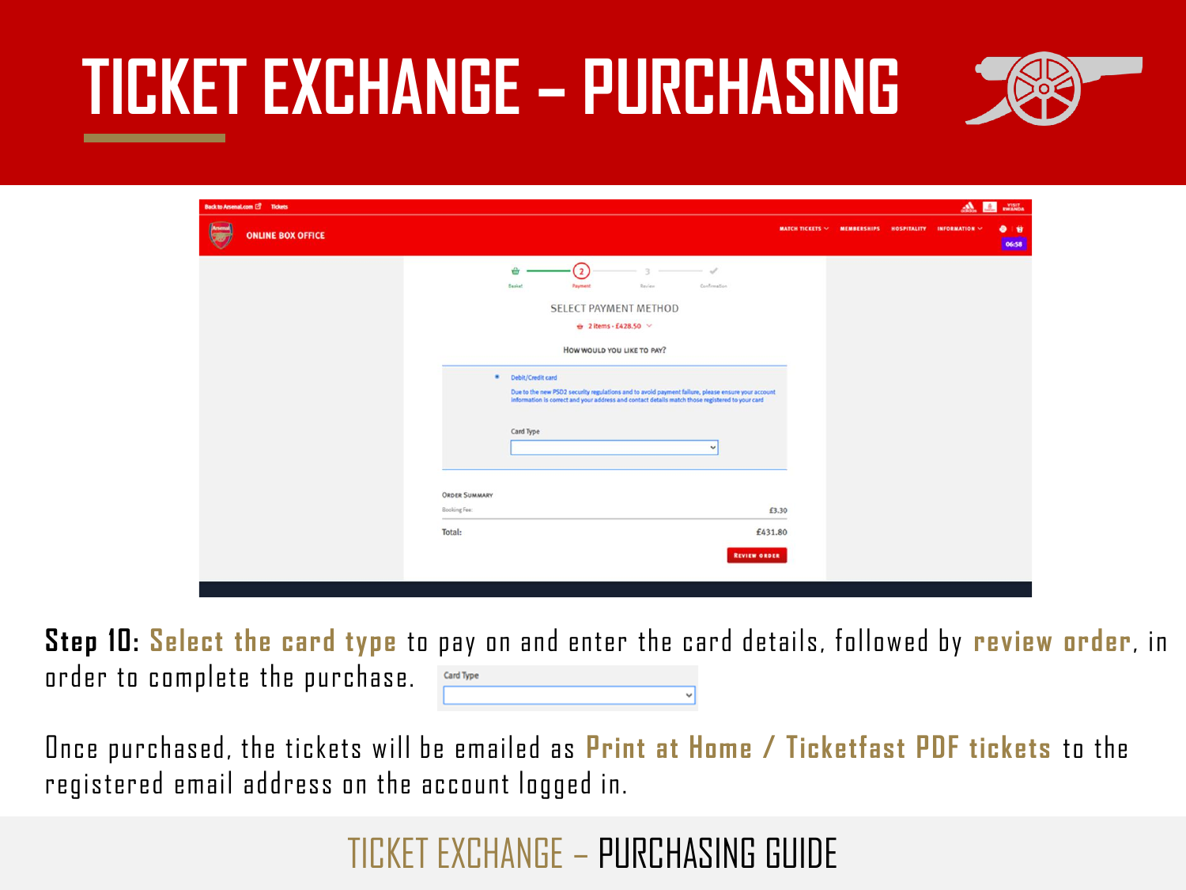# TICKET EXCHANGE – PURCHASING

**Step 10:** **Select the card type** to pay on and enter the card details, followed by **review order**, in order to complete the purchase.

Once purchased, the tickets will be emailed as **Print at Home / Ticketfast PDF tickets** to the registered email address on the account logged in.

TICKET EXCHANGE – PURCHASING GUIDE